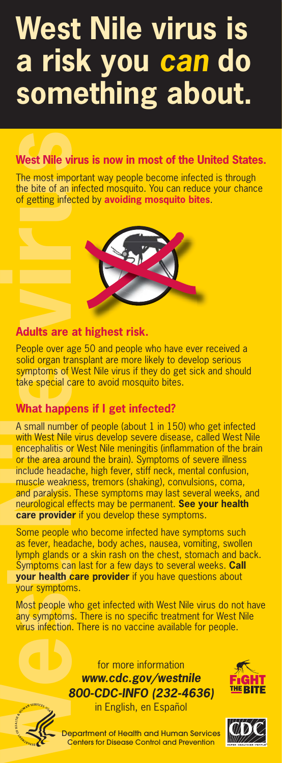# West Nile virus is a risk you *can* do something about.

## West Nile virus is now in most of the United States.

The most important way people become infected is through the bite of an infected mosquito. You can reduce your chance of getting infected by **avoiding mosquito bites**.

## Adults are at highest risk.

People over age 50 and people who have ever received a solid organ transplant are more likely to develop serious symptoms of West Nile virus if they do get sick and should take special care to avoid mosquito bites.

## What happens if I get infected?

A small number of people (about 1 in 150) who get infected with West Nile virus develop severe disease, called West Nile encephalitis or West Nile meningitis (inflammation of the brain or the area around the brain). Symptoms of severe illness include headache, high fever, stiff neck, mental confusion, muscle weakness, tremors (shaking), convulsions, coma, and paralysis. These symptoms may last several weeks, and neurological effects may be permanent. **See your health care provider** if you develop these symptoms.

Some people who become infected have symptoms such as fever, headache, body aches, nausea, vomiting, swollen lymph glands or a skin rash on the chest, stomach and back. Symptoms can last for a few days to several weeks. **Call your health care provider** if you have questions about your symptoms.

Most people who get infected with West Nile virus do not have any symptoms. There is no specific treatment for West Nile virus infection. There is no vaccine available for people.

for more information
***www.cdc.gov/westnile***
***800-CDC-INFO (232-4636)***
in English, en Español

FIGHT THE BITE

Department of Health and Human Services
Centers for Disease Control and Prevention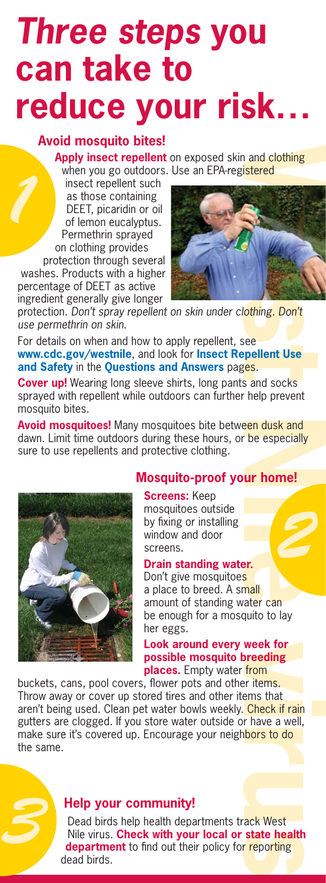# *Three steps* you can take to reduce your risk…

## 1 Avoid mosquito bites!

**Apply insect repellent** on exposed skin and clothing when you go outdoors. Use an EPA-registered insect repellent such as those containing DEET, picaridin or oil of lemon eucalyptus. Permethrin sprayed on clothing provides protection through several washes. Products with a higher percentage of DEET as active ingredient generally give longer protection. *Don't spray repellent on skin under clothing. Don't use permethrin on skin.*

For details on when and how to apply repellent, see **www.cdc.gov/westnile**, and look for **Insect Repellent Use and Safety** in the **Questions and Answers** pages.

**Cover up!** Wearing long sleeve shirts, long pants and socks sprayed with repellent while outdoors can further help prevent mosquito bites.

**Avoid mosquitoes!** Many mosquitoes bite between dusk and dawn. Limit time outdoors during these hours, or be especially sure to use repellents and protective clothing.

## 2 Mosquito-proof your home!

**Screens:** Keep mosquitoes outside by fixing or installing window and door screens.

**Drain standing water.** Don't give mosquitoes a place to breed. A small amount of standing water can be enough for a mosquito to lay her eggs.

**Look around every week for possible mosquito breeding places.** Empty water from buckets, cans, pool covers, flower pots and other items. Throw away or cover up stored tires and other items that aren't being used. Clean pet water bowls weekly. Check if rain gutters are clogged. If you store water outside or have a well, make sure it's covered up. Encourage your neighbors to do the same.

## 3 Help your community!

Dead birds help health departments track West Nile virus. **Check with your local or state health department** to find out their policy for reporting dead birds.